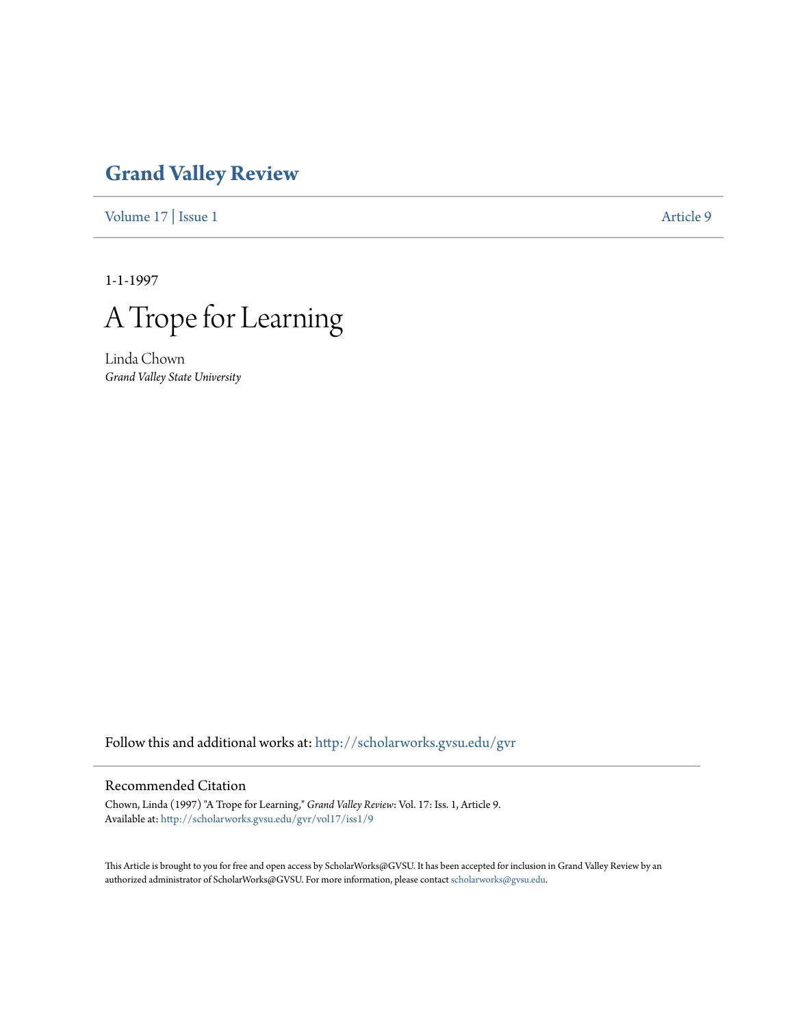# Grand Valley Review

Volume 17 | Issue 1 Article 9

1-1-1997

# A Trope for Learning

Linda Chown
*Grand Valley State University*

Follow this and additional works at: http://scholarworks.gvsu.edu/gvr

## Recommended Citation

Chown, Linda (1997) "A Trope for Learning," *Grand Valley Review*: Vol. 17: Iss. 1, Article 9.
Available at: http://scholarworks.gvsu.edu/gvr/vol17/iss1/9

This Article is brought to you for free and open access by ScholarWorks@GVSU. It has been accepted for inclusion in Grand Valley Review by an authorized administrator of ScholarWorks@GVSU. For more information, please contact scholarworks@gvsu.edu.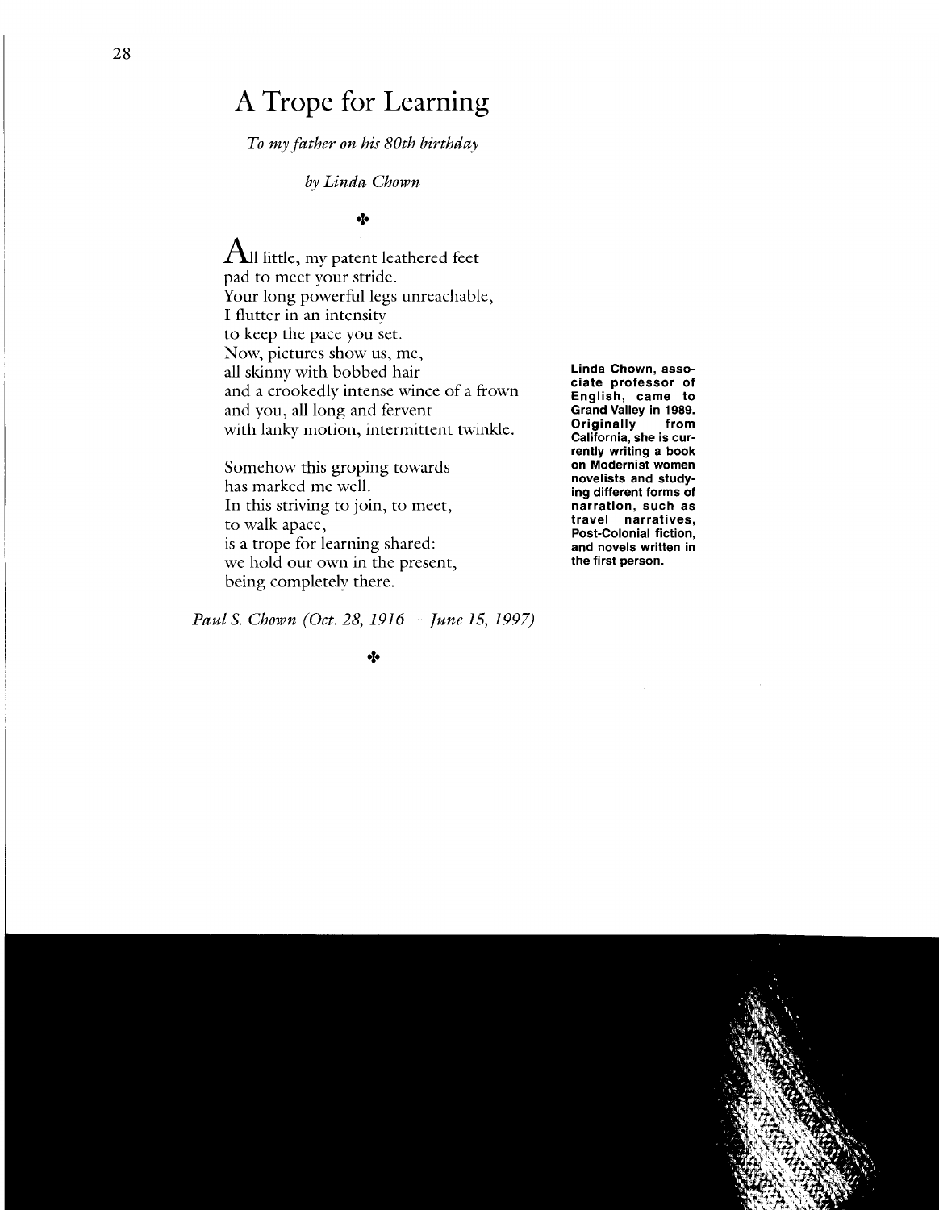# A Trope for Learning

*To my father on his 80th birthday*

*by Linda Chown*

✣

All little, my patent leathered feet
pad to meet your stride.
Your long powerful legs unreachable,
I flutter in an intensity
to keep the pace you set.
Now, pictures show us, me,
all skinny with bobbed hair
and a crookedly intense wince of a frown
and you, all long and fervent
with lanky motion, intermittent twinkle.

Somehow this groping towards
has marked me well.
In this striving to join, to meet,
to walk apace,
is a trope for learning shared:
we hold our own in the present,
being completely there.

*Paul S. Chown (Oct. 28, 1916 — June 15, 1997)*

✣

**Linda Chown, associate professor of English, came to Grand Valley in 1989. Originally from California, she is currently writing a book on Modernist women novelists and studying different forms of narration, such as travel narratives, Post-Colonial fiction, and novels written in the first person.**